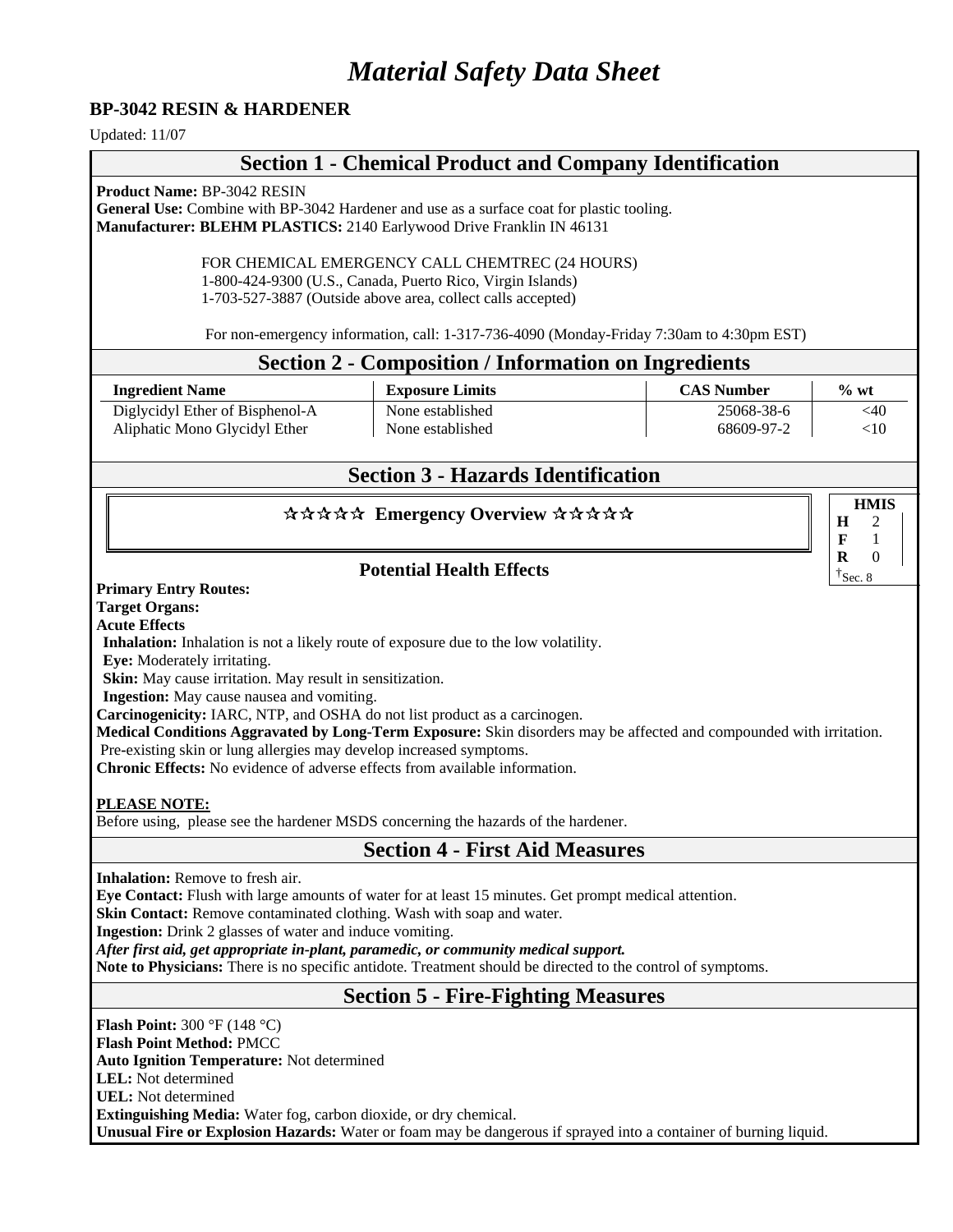# Material Safety Data Sheet

**BP-3042 RESIN & HARDENER**

Updated: 11/07

## Section 1 - Chemical Product and Company Identification

**Product Name:** BP-3042 RESIN
**General Use:** Combine with BP-3042 Hardener and use as a surface coat for plastic tooling.
**Manufacturer: BLEHM PLASTICS:** 2140 Earlywood Drive Franklin IN 46131

FOR CHEMICAL EMERGENCY CALL CHEMTREC (24 HOURS)
1-800-424-9300 (U.S., Canada, Puerto Rico, Virgin Islands)
1-703-527-3887 (Outside above area, collect calls accepted)

For non-emergency information, call: 1-317-736-4090 (Monday-Friday 7:30am to 4:30pm EST)

## Section 2 - Composition / Information on Ingredients

| Ingredient Name | Exposure Limits | CAS Number | % wt |
|---|---|---|---|
| Diglycidyl Ether of Bisphenol-A | None established | 25068-38-6 | <40 |
| Aliphatic Mono Glycidyl Ether | None established | 68609-97-2 | <10 |

## Section 3 - Hazards Identification

### ☆☆☆☆☆ Emergency Overview ☆☆☆☆☆

| HMIS | |
|---|---|
| H | 2 |
| F | 1 |
| R | 0 |
| †Sec. 8 | |

### Potential Health Effects

**Primary Entry Routes:**
**Target Organs:**
**Acute Effects**
**Inhalation:** Inhalation is not a likely route of exposure due to the low volatility.
**Eye:** Moderately irritating.
**Skin:** May cause irritation. May result in sensitization.
**Ingestion:** May cause nausea and vomiting.
**Carcinogenicity:** IARC, NTP, and OSHA do not list product as a carcinogen.
**Medical Conditions Aggravated by Long-Term Exposure:** Skin disorders may be affected and compounded with irritation. Pre-existing skin or lung allergies may develop increased symptoms.
**Chronic Effects:** No evidence of adverse effects from available information.

**PLEASE NOTE:**
Before using, please see the hardener MSDS concerning the hazards of the hardener.

## Section 4 - First Aid Measures

**Inhalation:** Remove to fresh air.
**Eye Contact:** Flush with large amounts of water for at least 15 minutes. Get prompt medical attention.
**Skin Contact:** Remove contaminated clothing. Wash with soap and water.
**Ingestion:** Drink 2 glasses of water and induce vomiting.
***After first aid, get appropriate in-plant, paramedic, or community medical support.***
**Note to Physicians:** There is no specific antidote. Treatment should be directed to the control of symptoms.

## Section 5 - Fire-Fighting Measures

**Flash Point:** 300 °F (148 °C)
**Flash Point Method:** PMCC
**Auto Ignition Temperature:** Not determined
**LEL:** Not determined
**UEL:** Not determined
**Extinguishing Media:** Water fog, carbon dioxide, or dry chemical.
**Unusual Fire or Explosion Hazards:** Water or foam may be dangerous if sprayed into a container of burning liquid.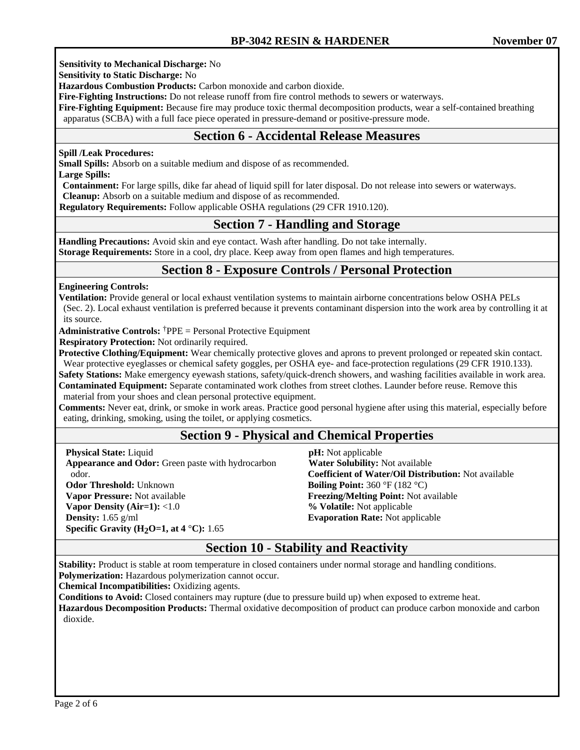**Sensitivity to Mechanical Discharge:** No
**Sensitivity to Static Discharge:** No
**Hazardous Combustion Products:** Carbon monoxide and carbon dioxide.
**Fire-Fighting Instructions:** Do not release runoff from fire control methods to sewers or waterways.
**Fire-Fighting Equipment:** Because fire may produce toxic thermal decomposition products, wear a self-contained breathing apparatus (SCBA) with a full face piece operated in pressure-demand or positive-pressure mode.

## Section 6 - Accidental Release Measures

**Spill /Leak Procedures:**
**Small Spills:** Absorb on a suitable medium and dispose of as recommended.
**Large Spills:**
**Containment:** For large spills, dike far ahead of liquid spill for later disposal. Do not release into sewers or waterways.
**Cleanup:** Absorb on a suitable medium and dispose of as recommended.
**Regulatory Requirements:** Follow applicable OSHA regulations (29 CFR 1910.120).

## Section 7 - Handling and Storage

**Handling Precautions:** Avoid skin and eye contact. Wash after handling. Do not take internally.
**Storage Requirements:** Store in a cool, dry place. Keep away from open flames and high temperatures.

## Section 8 - Exposure Controls / Personal Protection

**Engineering Controls:**
**Ventilation:** Provide general or local exhaust ventilation systems to maintain airborne concentrations below OSHA PELs (Sec. 2). Local exhaust ventilation is preferred because it prevents contaminant dispersion into the work area by controlling it at its source.
**Administrative Controls:** †PPE = Personal Protective Equipment
**Respiratory Protection:** Not ordinarily required.
**Protective Clothing/Equipment:** Wear chemically protective gloves and aprons to prevent prolonged or repeated skin contact. Wear protective eyeglasses or chemical safety goggles, per OSHA eye- and face-protection regulations (29 CFR 1910.133).
**Safety Stations:** Make emergency eyewash stations, safety/quick-drench showers, and washing facilities available in work area.
**Contaminated Equipment:** Separate contaminated work clothes from street clothes. Launder before reuse. Remove this material from your shoes and clean personal protective equipment.
**Comments:** Never eat, drink, or smoke in work areas. Practice good personal hygiene after using this material, especially before eating, drinking, smoking, using the toilet, or applying cosmetics.

## Section 9 - Physical and Chemical Properties

**Physical State:** Liquid
**Appearance and Odor:** Green paste with hydrocarbon odor.
**Odor Threshold:** Unknown
**Vapor Pressure:** Not available
**Vapor Density (Air=1):** <1.0
**Density:** 1.65 g/ml
**Specific Gravity ($H_2O$=1, at 4 °C):** 1.65
**pH:** Not applicable
**Water Solubility:** Not available
**Coefficient of Water/Oil Distribution:** Not available
**Boiling Point:** 360 °F (182 °C)
**Freezing/Melting Point:** Not available
**% Volatile:** Not applicable
**Evaporation Rate:** Not applicable

## Section 10 - Stability and Reactivity

**Stability:** Product is stable at room temperature in closed containers under normal storage and handling conditions.
**Polymerization:** Hazardous polymerization cannot occur.
**Chemical Incompatibilities:** Oxidizing agents.
**Conditions to Avoid:** Closed containers may rupture (due to pressure build up) when exposed to extreme heat.
**Hazardous Decomposition Products:** Thermal oxidative decomposition of product can produce carbon monoxide and carbon dioxide.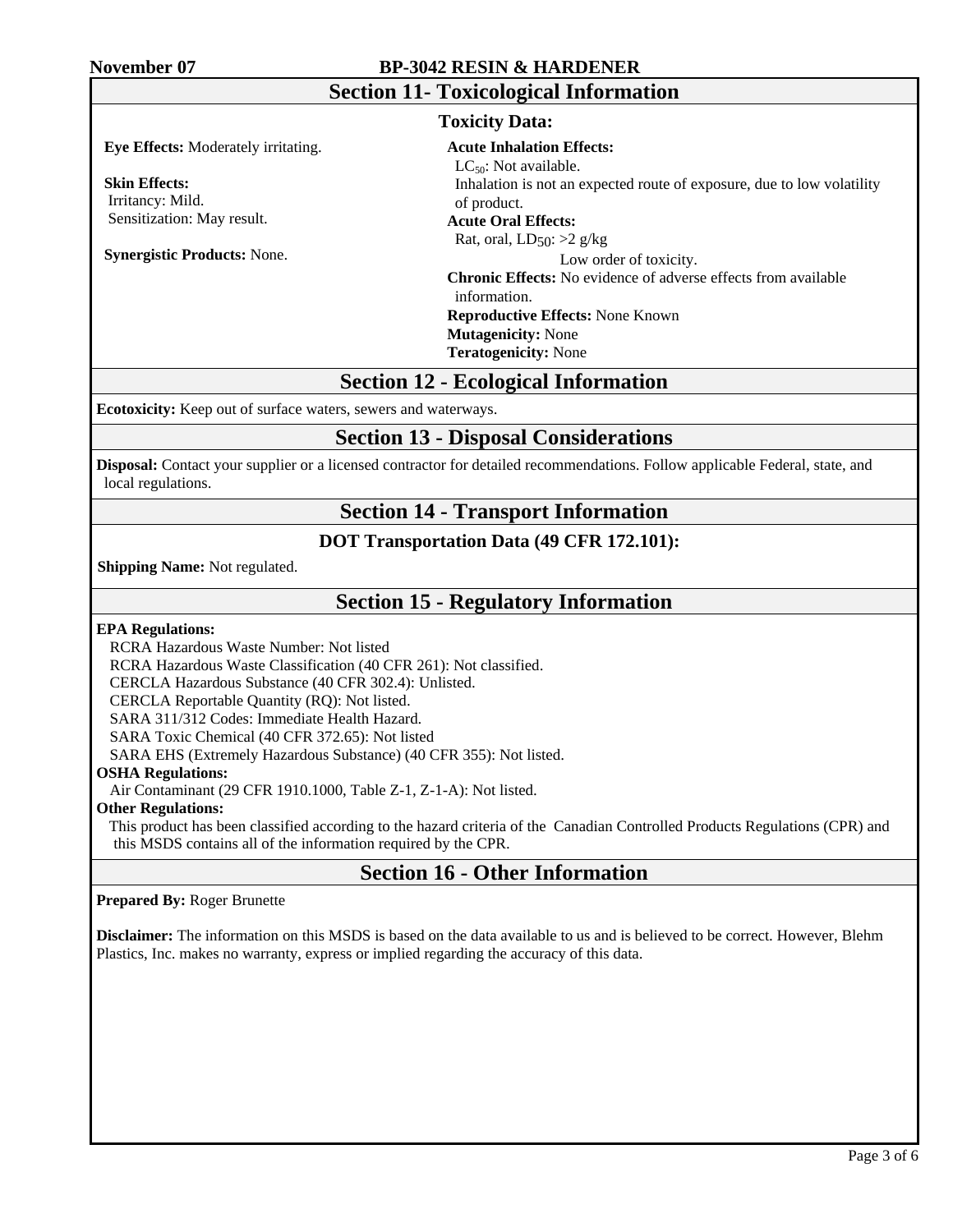## Section 11- Toxicological Information

### Toxicity Data:

**Eye Effects:** Moderately irritating.

**Skin Effects:**
Irritancy: Mild.
Sensitization: May result.

**Synergistic Products:** None.

**Acute Inhalation Effects:**
$LC_{50}$: Not available.
Inhalation is not an expected route of exposure, due to low volatility of product.

**Acute Oral Effects:**
Rat, oral, $LD_{50}$: >2 g/kg
Low order of toxicity.

**Chronic Effects:** No evidence of adverse effects from available information.

**Reproductive Effects:** None Known

**Mutagenicity:** None

**Teratogenicity:** None

## Section 12 - Ecological Information

**Ecotoxicity:** Keep out of surface waters, sewers and waterways.

## Section 13 - Disposal Considerations

**Disposal:** Contact your supplier or a licensed contractor for detailed recommendations. Follow applicable Federal, state, and local regulations.

## Section 14 - Transport Information

### DOT Transportation Data (49 CFR 172.101):

**Shipping Name:** Not regulated.

## Section 15 - Regulatory Information

**EPA Regulations:**
RCRA Hazardous Waste Number: Not listed
RCRA Hazardous Waste Classification (40 CFR 261): Not classified.
CERCLA Hazardous Substance (40 CFR 302.4): Unlisted.
CERCLA Reportable Quantity (RQ): Not listed.
SARA 311/312 Codes: Immediate Health Hazard.
SARA Toxic Chemical (40 CFR 372.65): Not listed
SARA EHS (Extremely Hazardous Substance) (40 CFR 355): Not listed.

**OSHA Regulations:**
Air Contaminant (29 CFR 1910.1000, Table Z-1, Z-1-A): Not listed.

**Other Regulations:**
This product has been classified according to the hazard criteria of the Canadian Controlled Products Regulations (CPR) and this MSDS contains all of the information required by the CPR.

## Section 16 - Other Information

**Prepared By:** Roger Brunette

**Disclaimer:** The information on this MSDS is based on the data available to us and is believed to be correct. However, Blehm Plastics, Inc. makes no warranty, express or implied regarding the accuracy of this data.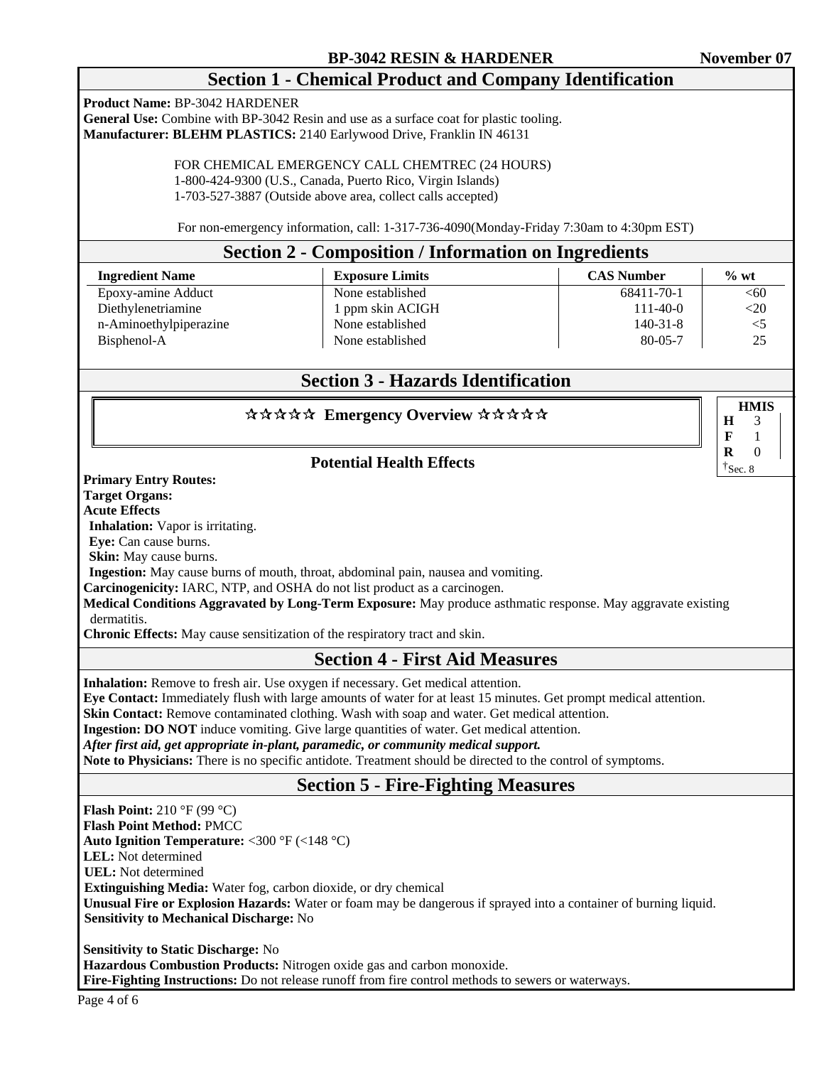## Section 1 - Chemical Product and Company Identification

**Product Name:** BP-3042 HARDENER
**General Use:** Combine with BP-3042 Resin and use as a surface coat for plastic tooling.
**Manufacturer: BLEHM PLASTICS:** 2140 Earlywood Drive, Franklin IN 46131

FOR CHEMICAL EMERGENCY CALL CHEMTREC (24 HOURS)
1-800-424-9300 (U.S., Canada, Puerto Rico, Virgin Islands)
1-703-527-3887 (Outside above area, collect calls accepted)

For non-emergency information, call: 1-317-736-4090(Monday-Friday 7:30am to 4:30pm EST)

## Section 2 - Composition / Information on Ingredients

| Ingredient Name | Exposure Limits | CAS Number | % wt |
|---|---|---|---|
| Epoxy-amine Adduct | None established | 68411-70-1 | <60 |
| Diethylenetriamine | 1 ppm skin ACIGH | 111-40-0 | <20 |
| n-Aminoethylpiperazine | None established | 140-31-8 | <5 |
| Bisphenol-A | None established | 80-05-7 | 25 |

## Section 3 - Hazards Identification

### ☆☆☆☆☆ Emergency Overview ☆☆☆☆☆

| HMIS | |
|---|---|
| H | 3 |
| F | 1 |
| R | 0 |

†Sec. 8

### Potential Health Effects

**Primary Entry Routes:**
**Target Organs:**
**Acute Effects**
**Inhalation:** Vapor is irritating.
**Eye:** Can cause burns.
**Skin:** May cause burns.
**Ingestion:** May cause burns of mouth, throat, abdominal pain, nausea and vomiting.
**Carcinogenicity:** IARC, NTP, and OSHA do not list product as a carcinogen.
**Medical Conditions Aggravated by Long-Term Exposure:** May produce asthmatic response. May aggravate existing dermatitis.
**Chronic Effects:** May cause sensitization of the respiratory tract and skin.

## Section 4 - First Aid Measures

**Inhalation:** Remove to fresh air. Use oxygen if necessary. Get medical attention.
**Eye Contact:** Immediately flush with large amounts of water for at least 15 minutes. Get prompt medical attention.
**Skin Contact:** Remove contaminated clothing. Wash with soap and water. Get medical attention.
**Ingestion: DO NOT** induce vomiting. Give large quantities of water. Get medical attention.
***After first aid, get appropriate in-plant, paramedic, or community medical support.***
**Note to Physicians:** There is no specific antidote. Treatment should be directed to the control of symptoms.

## Section 5 - Fire-Fighting Measures

**Flash Point:** 210 °F (99 °C)
**Flash Point Method:** PMCC
**Auto Ignition Temperature:** <300 °F (<148 °C)
**LEL:** Not determined
**UEL:** Not determined
**Extinguishing Media:** Water fog, carbon dioxide, or dry chemical
**Unusual Fire or Explosion Hazards:** Water or foam may be dangerous if sprayed into a container of burning liquid.
**Sensitivity to Mechanical Discharge:** No

**Sensitivity to Static Discharge:** No
**Hazardous Combustion Products:** Nitrogen oxide gas and carbon monoxide.
**Fire-Fighting Instructions:** Do not release runoff from fire control methods to sewers or waterways.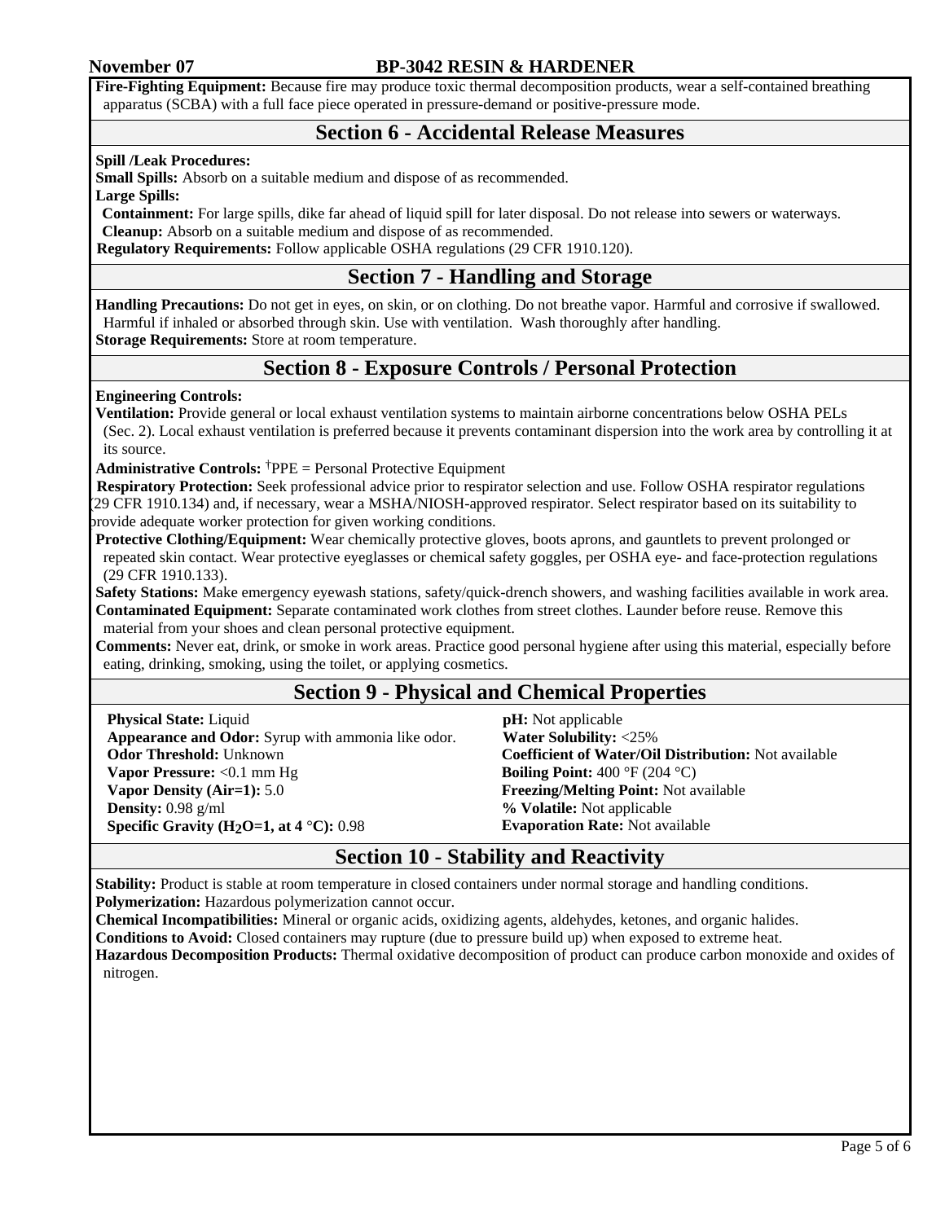**Fire-Fighting Equipment:** Because fire may produce toxic thermal decomposition products, wear a self-contained breathing apparatus (SCBA) with a full face piece operated in pressure-demand or positive-pressure mode.

## Section 6 - Accidental Release Measures

**Spill /Leak Procedures:**

**Small Spills:** Absorb on a suitable medium and dispose of as recommended.

**Large Spills:**

**Containment:** For large spills, dike far ahead of liquid spill for later disposal. Do not release into sewers or waterways.

**Cleanup:** Absorb on a suitable medium and dispose of as recommended.

**Regulatory Requirements:** Follow applicable OSHA regulations (29 CFR 1910.120).

## Section 7 - Handling and Storage

**Handling Precautions:** Do not get in eyes, on skin, or on clothing. Do not breathe vapor. Harmful and corrosive if swallowed. Harmful if inhaled or absorbed through skin. Use with ventilation. Wash thoroughly after handling.

**Storage Requirements:** Store at room temperature.

## Section 8 - Exposure Controls / Personal Protection

**Engineering Controls:**

**Ventilation:** Provide general or local exhaust ventilation systems to maintain airborne concentrations below OSHA PELs (Sec. 2). Local exhaust ventilation is preferred because it prevents contaminant dispersion into the work area by controlling it at its source.

**Administrative Controls:** †PPE = Personal Protective Equipment

**Respiratory Protection:** Seek professional advice prior to respirator selection and use. Follow OSHA respirator regulations (29 CFR 1910.134) and, if necessary, wear a MSHA/NIOSH-approved respirator. Select respirator based on its suitability to provide adequate worker protection for given working conditions.

**Protective Clothing/Equipment:** Wear chemically protective gloves, boots aprons, and gauntlets to prevent prolonged or repeated skin contact. Wear protective eyeglasses or chemical safety goggles, per OSHA eye- and face-protection regulations (29 CFR 1910.133).

**Safety Stations:** Make emergency eyewash stations, safety/quick-drench showers, and washing facilities available in work area.

**Contaminated Equipment:** Separate contaminated work clothes from street clothes. Launder before reuse. Remove this material from your shoes and clean personal protective equipment.

**Comments:** Never eat, drink, or smoke in work areas. Practice good personal hygiene after using this material, especially before eating, drinking, smoking, using the toilet, or applying cosmetics.

## Section 9 - Physical and Chemical Properties

**Physical State:** Liquid

**Appearance and Odor:** Syrup with ammonia like odor.

**Odor Threshold:** Unknown

**Vapor Pressure:** <0.1 mm Hg

**Vapor Density (Air=1):** 5.0

**Density:** 0.98 g/ml

**Specific Gravity ($H_2O$=1, at 4 °C):** 0.98

**pH:** Not applicable

**Water Solubility:** <25%

**Coefficient of Water/Oil Distribution:** Not available

**Boiling Point:** 400 °F (204 °C)

**Freezing/Melting Point:** Not available

**% Volatile:** Not applicable

**Evaporation Rate:** Not available

## Section 10 - Stability and Reactivity

**Stability:** Product is stable at room temperature in closed containers under normal storage and handling conditions.

**Polymerization:** Hazardous polymerization cannot occur.

**Chemical Incompatibilities:** Mineral or organic acids, oxidizing agents, aldehydes, ketones, and organic halides.

**Conditions to Avoid:** Closed containers may rupture (due to pressure build up) when exposed to extreme heat.

**Hazardous Decomposition Products:** Thermal oxidative decomposition of product can produce carbon monoxide and oxides of nitrogen.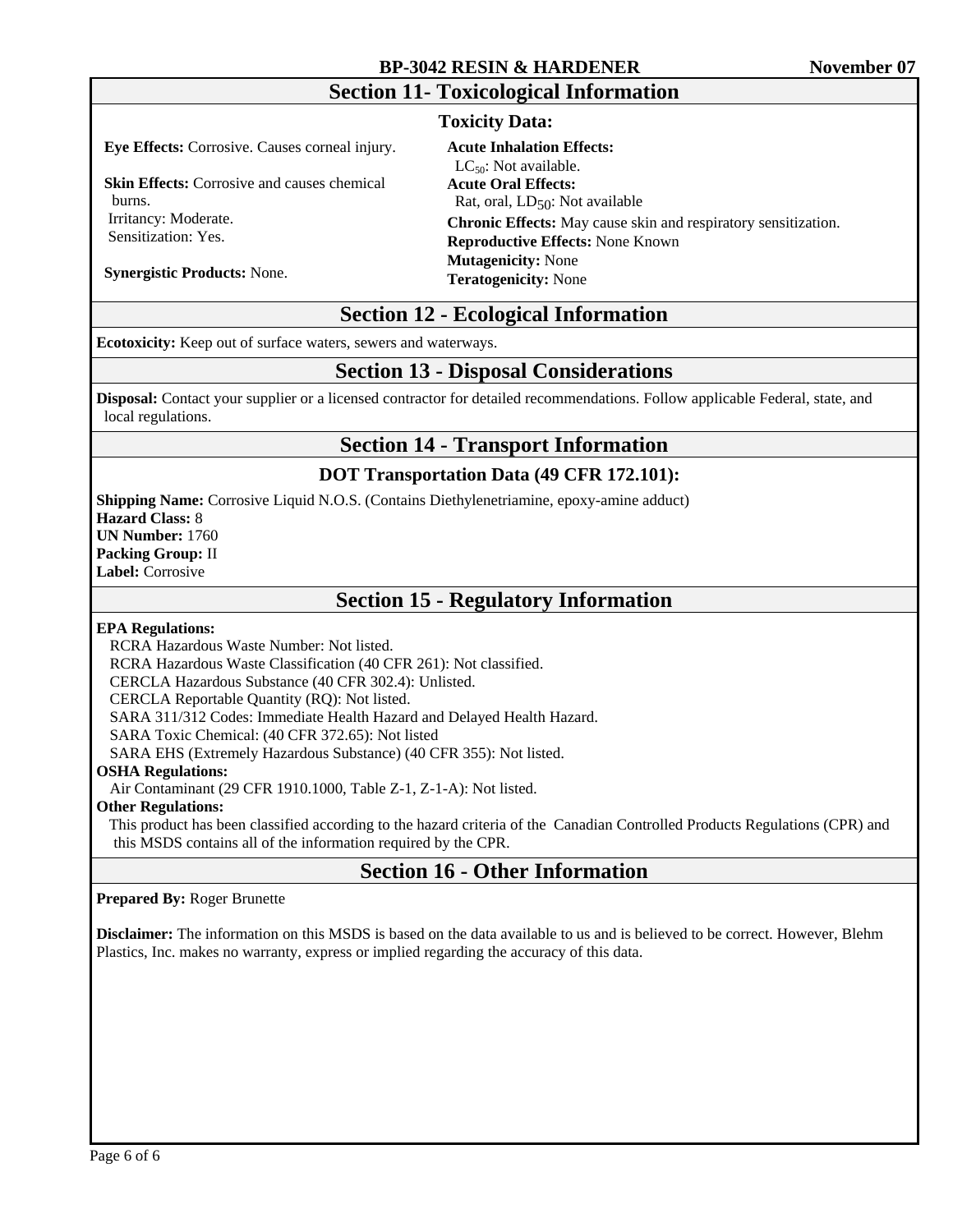## Section 11- Toxicological Information

### Toxicity Data:

**Eye Effects:** Corrosive. Causes corneal injury.

**Skin Effects:** Corrosive and causes chemical burns.
Irritancy: Moderate.
Sensitization: Yes.

**Synergistic Products:** None.

**Acute Inhalation Effects:**
$LC_{50}$: Not available.

**Acute Oral Effects:**
Rat, oral, $LD_{50}$: Not available

**Chronic Effects:** May cause skin and respiratory sensitization.
**Reproductive Effects:** None Known
**Mutagenicity:** None
**Teratogenicity:** None

## Section 12 - Ecological Information

**Ecotoxicity:** Keep out of surface waters, sewers and waterways.

## Section 13 - Disposal Considerations

**Disposal:** Contact your supplier or a licensed contractor for detailed recommendations. Follow applicable Federal, state, and local regulations.

## Section 14 - Transport Information

### DOT Transportation Data (49 CFR 172.101):

**Shipping Name:** Corrosive Liquid N.O.S. (Contains Diethylenetriamine, epoxy-amine adduct)
**Hazard Class:** 8
**UN Number:** 1760
**Packing Group:** II
**Label:** Corrosive

## Section 15 - Regulatory Information

**EPA Regulations:**
RCRA Hazardous Waste Number: Not listed.
RCRA Hazardous Waste Classification (40 CFR 261): Not classified.
CERCLA Hazardous Substance (40 CFR 302.4): Unlisted.
CERCLA Reportable Quantity (RQ): Not listed.
SARA 311/312 Codes: Immediate Health Hazard and Delayed Health Hazard.
SARA Toxic Chemical: (40 CFR 372.65): Not listed
SARA EHS (Extremely Hazardous Substance) (40 CFR 355): Not listed.

**OSHA Regulations:**
Air Contaminant (29 CFR 1910.1000, Table Z-1, Z-1-A): Not listed.

**Other Regulations:**
This product has been classified according to the hazard criteria of the Canadian Controlled Products Regulations (CPR) and this MSDS contains all of the information required by the CPR.

## Section 16 - Other Information

**Prepared By:** Roger Brunette

**Disclaimer:** The information on this MSDS is based on the data available to us and is believed to be correct. However, Blehm Plastics, Inc. makes no warranty, express or implied regarding the accuracy of this data.